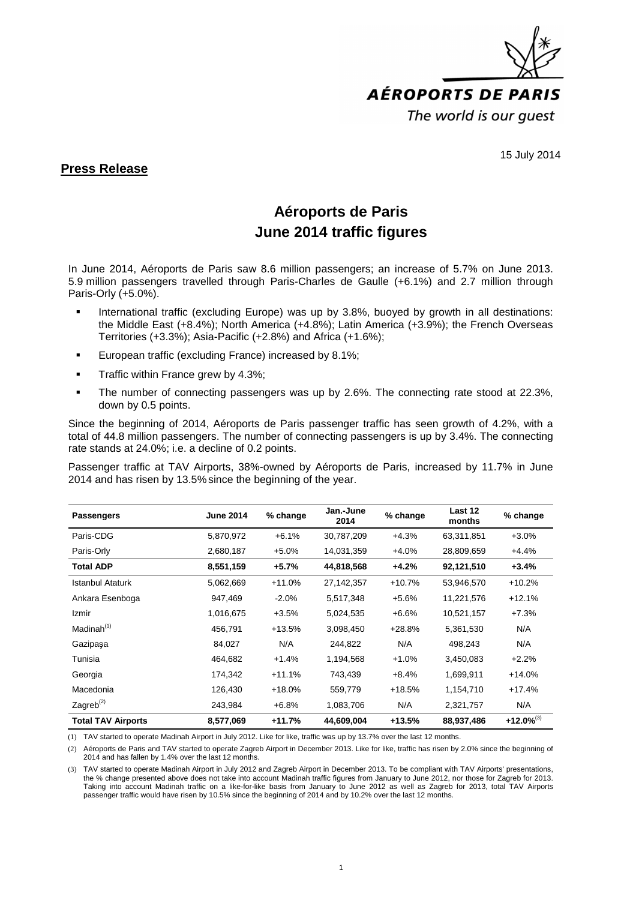AÉROPORTS DE PARIS

The world is our guest

15 July 2014

**Press Release**

# Aéroports de Paris
# June 2014 traffic figures

In June 2014, Aéroports de Paris saw 8.6 million passengers; an increase of 5.7% on June 2013. 5.9 million passengers travelled through Paris-Charles de Gaulle (+6.1%) and 2.7 million through Paris-Orly (+5.0%).

- International traffic (excluding Europe) was up by 3.8%, buoyed by growth in all destinations: the Middle East (+8.4%); North America (+4.8%); Latin America (+3.9%); the French Overseas Territories (+3.3%); Asia-Pacific (+2.8%) and Africa (+1.6%);
- European traffic (excluding France) increased by 8.1%;
- Traffic within France grew by 4.3%;
- The number of connecting passengers was up by 2.6%. The connecting rate stood at 22.3%, down by 0.5 points.

Since the beginning of 2014, Aéroports de Paris passenger traffic has seen growth of 4.2%, with a total of 44.8 million passengers. The number of connecting passengers is up by 3.4%. The connecting rate stands at 24.0%; i.e. a decline of 0.2 points.

Passenger traffic at TAV Airports, 38%-owned by Aéroports de Paris, increased by 11.7% in June 2014 and has risen by 13.5% since the beginning of the year.

| Passengers | June 2014 | % change | Jan.-June 2014 | % change | Last 12 months | % change |
|---|---|---|---|---|---|---|
| Paris-CDG | 5,870,972 | +6.1% | 30,787,209 | +4.3% | 63,311,851 | +3.0% |
| Paris-Orly | 2,680,187 | +5.0% | 14,031,359 | +4.0% | 28,809,659 | +4.4% |
| **Total ADP** | **8,551,159** | **+5.7%** | **44,818,568** | **+4.2%** | **92,121,510** | **+3.4%** |
| Istanbul Ataturk | 5,062,669 | +11.0% | 27,142,357 | +10.7% | 53,946,570 | +10.2% |
| Ankara Esenboga | 947,469 | -2.0% | 5,517,348 | +5.6% | 11,221,576 | +12.1% |
| Izmir | 1,016,675 | +3.5% | 5,024,535 | +6.6% | 10,521,157 | +7.3% |
| Madinah[1] | 456,791 | +13.5% | 3,098,450 | +28.8% | 5,361,530 | N/A |
| Gazipaşa | 84,027 | N/A | 244,822 | N/A | 498,243 | N/A |
| Tunisia | 464,682 | +1.4% | 1,194,568 | +1.0% | 3,450,083 | +2.2% |
| Georgia | 174,342 | +11.1% | 743,439 | +8.4% | 1,699,911 | +14.0% |
| Macedonia | 126,430 | +18.0% | 559,779 | +18.5% | 1,154,710 | +17.4% |
| Zagreb[2] | 243,984 | +6.8% | 1,083,706 | N/A | 2,321,757 | N/A |
| **Total TAV Airports** | **8,577,069** | **+11.7%** | **44,609,004** | **+13.5%** | **88,937,486** | **+12.0%**[3] |

(1) TAV started to operate Madinah Airport in July 2012. Like for like, traffic was up by 13.7% over the last 12 months.

(2) Aéroports de Paris and TAV started to operate Zagreb Airport in December 2013. Like for like, traffic has risen by 2.0% since the beginning of 2014 and has fallen by 1.4% over the last 12 months.

(3) TAV started to operate Madinah Airport in July 2012 and Zagreb Airport in December 2013. To be compliant with TAV Airports' presentations, the % change presented above does not take into account Madinah traffic figures from January to June 2012, nor those for Zagreb for 2013. Taking into account Madinah traffic on a like-for-like basis from January to June 2012 as well as Zagreb for 2013, total TAV Airports passenger traffic would have risen by 10.5% since the beginning of 2014 and by 10.2% over the last 12 months.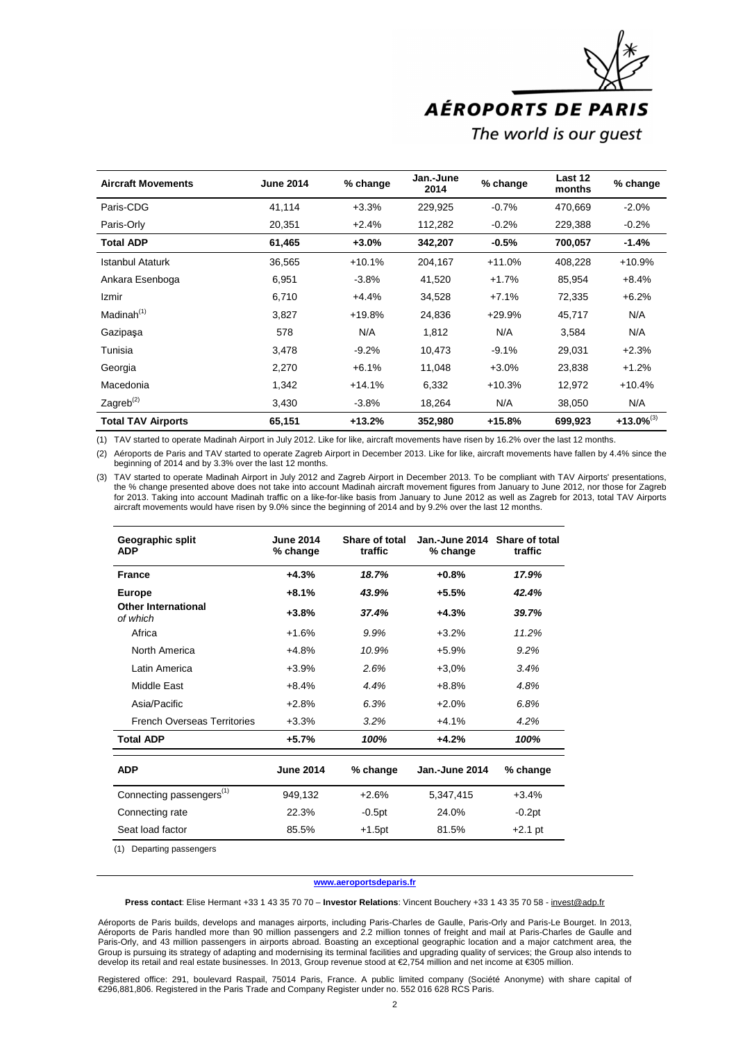AÉROPORTS DE PARIS

The world is our guest

| Aircraft Movements | June 2014 | % change | Jan.-June 2014 | % change | Last 12 months | % change |
|---|---|---|---|---|---|---|
| Paris-CDG | 41,114 | +3.3% | 229,925 | -0.7% | 470,669 | -2.0% |
| Paris-Orly | 20,351 | +2.4% | 112,282 | -0.2% | 229,388 | -0.2% |
| **Total ADP** | **61,465** | **+3.0%** | **342,207** | **-0.5%** | **700,057** | **-1.4%** |
| Istanbul Ataturk | 36,565 | +10.1% | 204,167 | +11.0% | 408,228 | +10.9% |
| Ankara Esenboga | 6,951 | -3.8% | 41,520 | +1.7% | 85,954 | +8.4% |
| Izmir | 6,710 | +4.4% | 34,528 | +7.1% | 72,335 | +6.2% |
| Madinah(1) | 3,827 | +19.8% | 24,836 | +29.9% | 45,717 | N/A |
| Gazipaşa | 578 | N/A | 1,812 | N/A | 3,584 | N/A |
| Tunisia | 3,478 | -9.2% | 10,473 | -9.1% | 29,031 | +2.3% |
| Georgia | 2,270 | +6.1% | 11,048 | +3.0% | 23,838 | +1.2% |
| Macedonia | 1,342 | +14.1% | 6,332 | +10.3% | 12,972 | +10.4% |
| Zagreb(2) | 3,430 | -3.8% | 18,264 | N/A | 38,050 | N/A |
| **Total TAV Airports** | **65,151** | **+13.2%** | **352,980** | **+15.8%** | **699,923** | **+13.0%(3)** |

(1) TAV started to operate Madinah Airport in July 2012. Like for like, aircraft movements have risen by 16.2% over the last 12 months.

(2) Aéroports de Paris and TAV started to operate Zagreb Airport in December 2013. Like for like, aircraft movements have fallen by 4.4% since the beginning of 2014 and by 3.3% over the last 12 months.

(3) TAV started to operate Madinah Airport in July 2012 and Zagreb Airport in December 2013. To be compliant with TAV Airports' presentations, the % change presented above does not take into account Madinah aircraft movement figures from January to June 2012, nor those for Zagreb for 2013. Taking into account Madinah traffic on a like-for-like basis from January to June 2012 as well as Zagreb for 2013, total TAV Airports aircraft movements would have risen by 9.0% since the beginning of 2014 and by 9.2% over the last 12 months.

| Geographic split ADP | June 2014 % change | Share of total traffic | Jan.-June 2014 % change | Share of total traffic |
|---|---|---|---|---|
| **France** | **+4.3%** | ***18.7%*** | **+0.8%** | ***17.9%*** |
| **Europe** | **+8.1%** | ***43.9%*** | **+5.5%** | ***42.4%*** |
| **Other International** *of which* | **+3.8%** | ***37.4%*** | **+4.3%** | ***39.7%*** |
| Africa | +1.6% | *9.9%* | +3.2% | *11.2%* |
| North America | +4.8% | *10.9%* | +5.9% | *9.2%* |
| Latin America | +3.9% | *2.6%* | +3,0% | *3.4%* |
| Middle East | +8.4% | *4.4%* | +8.8% | *4.8%* |
| Asia/Pacific | +2.8% | *6.3%* | +2.0% | *6.8%* |
| French Overseas Territories | +3.3% | *3.2%* | +4.1% | *4.2%* |
| **Total ADP** | **+5.7%** | ***100%*** | **+4.2%** | ***100%*** |

| ADP | June 2014 | % change | Jan.-June 2014 | % change |
|---|---|---|---|---|
| Connecting passengers(1) | 949,132 | +2.6% | 5,347,415 | +3.4% |
| Connecting rate | 22.3% | -0.5pt | 24.0% | -0.2pt |
| Seat load factor | 85.5% | +1.5pt | 81.5% | +2.1 pt |

(1) Departing passengers

**www.aeroportsdeparis.fr**

**Press contact**: Elise Hermant +33 1 43 35 70 70 – **Investor Relations**: Vincent Bouchery +33 1 43 35 70 58 - invest@adp.fr

Aéroports de Paris builds, develops and manages airports, including Paris-Charles de Gaulle, Paris-Orly and Paris-Le Bourget. In 2013, Aéroports de Paris handled more than 90 million passengers and 2.2 million tonnes of freight and mail at Paris-Charles de Gaulle and Paris-Orly, and 43 million passengers in airports abroad. Boasting an exceptional geographic location and a major catchment area, the Group is pursuing its strategy of adapting and modernising its terminal facilities and upgrading quality of services; the Group also intends to develop its retail and real estate businesses. In 2013, Group revenue stood at €2,754 million and net income at €305 million.

Registered office: 291, boulevard Raspail, 75014 Paris, France. A public limited company (Société Anonyme) with share capital of €296,881,806. Registered in the Paris Trade and Company Register under no. 552 016 628 RCS Paris.